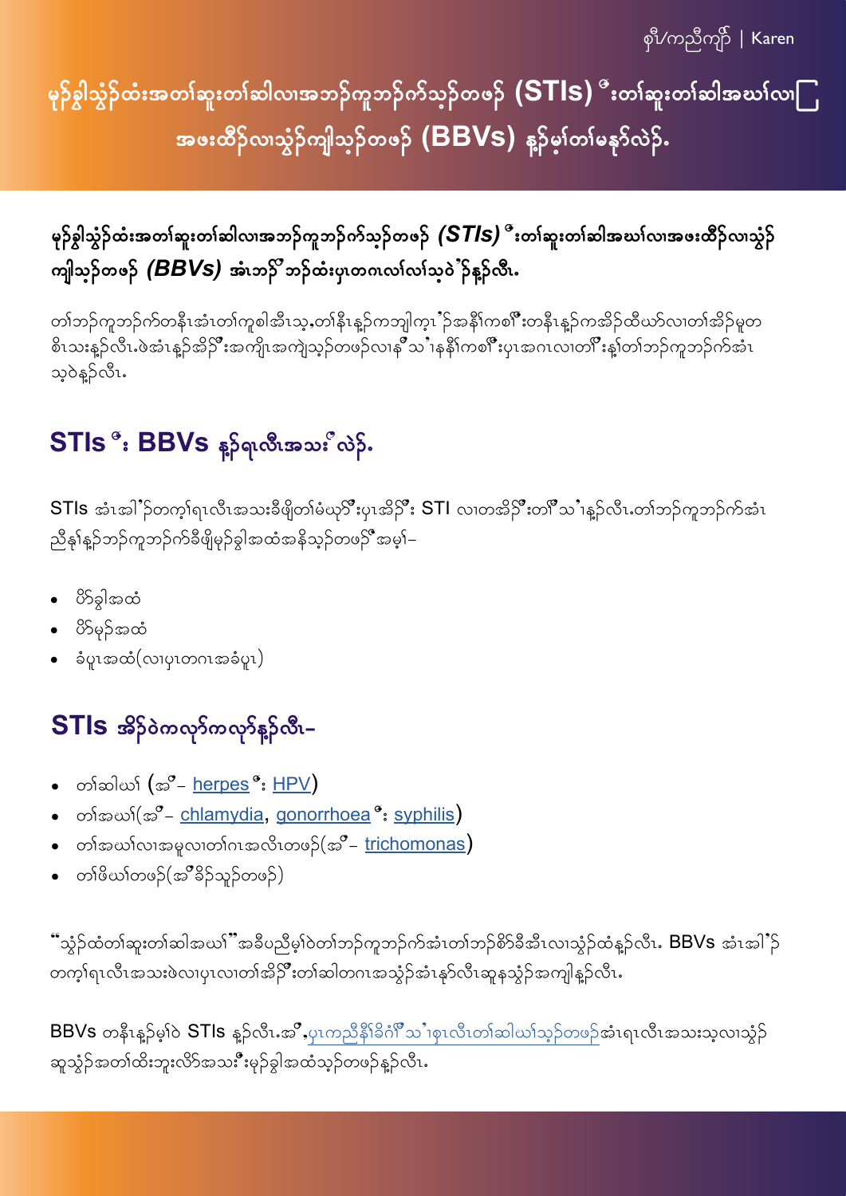စှီ/ကညီကျိာ် | Karen

# မုဒ်ခွါသွံၣ်ထံးအတၢ်ဆူးတၢ်ဆါလၢအဘၣ်ကူဘၣ်က်သ့ၣ်တဖၣ် (STIs) ဒီးတၢ်ဆူးတၢ်ဆါအဃၢ်လၢ အဖးထီၣ်လၢသွံၣ်ကျါသ့ၣ်တဖၣ် (BBVs) နူၣ်မ့ၢ်တၢ်မနုၤ်လဲၣ်.

## မုဒ်ခွါသွံၣ်ထံးအတၢ်ဆူးတၢ်ဆါလၢအဘၣ်ကူဘၣ်က်သ့ၣ်တဖၣ် *(STIs)* ဒီးတၢ်ဆူးတၢ်ဆါအဃၢ်လၢအဖးထီၣ်လၢသွံၣ် ကျါသ့ၣ်တဖၣ် *(BBVs)* အံၤဘၣ်ဒိဘၣ်ထံးပှၤတဂၤလၢ်လၢ်သ့ဝဲၣ်နူၣ်လီၤ.

တၢ်ဘၣ်ကူဘၣ်က်တနီၤအံၤတၢ်ကူစါအီၤသ့,တၢ်နီၤနူၣ်ကဘျါကွၤၣ်အနီၢ်ကစၢ်ဒီးတနီၤနူၣ်ကအိၣ်ထီဃာ်လၢတၢ်အိၣ်မူတ စိၤသးနူၣ်လီၤ.ဖဲအံၤနူၣ်အိၣ်ဒီးအကျိၤအကျဲသ့ၣ်တဖၣ်လၢနမ့ၢ်သ့ၤနနီၢ်ကစၢ်ဒီးပှၤအဂၤလၢတၢ်ဒီးနူၢ်တၢ်ဘၣ်ကူဘၣ်က်အံၤ သ့ဝဲနူၣ်လီၤ.

## STIs ဒီး BBVs နူၣ်ရၤလီၤအသးဒ်လဲၣ်.

STIs အံၤအါၣ်တက့ၢ်ရၤလီၤအသးခီဖျိတၢ်မံဃှာ်ဒီးပှၤအိၣ်ဒီး STI လၢတအိၣ်ဒီးတၢ်သ့ၤနူၣ်လီၤ.တၢ်ဘၣ်ကူဘၣ်က်အံၤ ညီနုၢ်နူၣ်ဘၣ်ကူဘၣ်က်ခီဖျိမုဒ်ခွါအထံအနိသ့ၣ်တဖၣ်ဒ်အမ့ၢ်–

- ဖိၣ်ခွါအထံ
- ဖိၣ်မုဒ်အထံ
- ခံပူၤအထံ(လၢပှၤတဂၤအခံပူၤ)

## STIs အိၣ်ဝဲကလုာ်ကလုာ်နူၣ်လီၤ–

- တၢ်ဆါဃၢ် (အဒိ– herpes ဒီး HPV)
- တၢ်အဃၢ်(အဒိ– chlamydia, gonorrhoea ဒီး syphilis)
- တၢ်အဃၢ်လၢအမူလၢတၢ်ဂၤအလိၤတဖၣ်(အဒိ– trichomonas)
- တၢ်ဖိဃၢ်တဖၣ်(အဒိခိၣ်သူၣ်တဖၣ်)

"သွံၣ်ထံတၢ်ဆူးတၢ်ဆါအဃၢ်"အခီပညီမ့ၢ်ဝဲတၢ်ဘၣ်ကူဘၣ်က်အံၤတၢ်ဘၣ်စိာ်ခီအီၤလၢသွံၣ်ထံနူၣ်လီၤ. BBVs အံၤအါၣ် တက့ၢ်ရၤလီၤအသးဖဲလၢပှၤလၢတၢ်အိၣ်ဒီးတၢ်ဆါတဂၤအသွံၣ်အံၤနုာ်လီၤဆူနသွံၣ်အကျါနူၣ်လီၤ.

BBVs တနီၤနူၣ်မ့ၢ်ဝဲ STIs နူၣ်လီၤ.အဒိ,ပှၤကညီနိၢ်ခိၣ်ဂံၢ်သ့ၤစှၤလီၤတၢ်ဆါဃၢ်သ့ၣ်တဖၣ်အံၤရၤလီၤအသးသ့လၢသွံၣ် ဆူသွံၣ်အတၢ်ထိးဘူးလိာ်အသးဒီးမုဒ်ခွါအထံသ့ၣ်တဖၣ်နူၣ်လီၤ.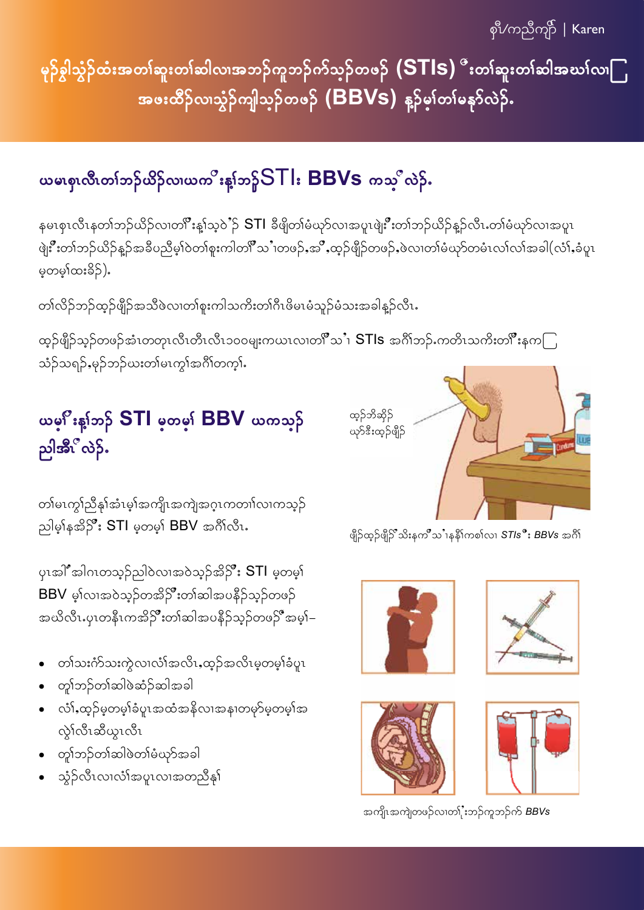စှီ/ကညီကျိာ် | Karen

# မ့ၣ်စ့ါသွံၣ်ထံးအတၢ်ဆူးတၢ်ဆါလၢအဘၣ်ကူဘၣ်ဂၢ်သ့ၣ်တဖၣ် (STIs) ဒီးတၢ်ဆူးတၢ်ဆါအဃၢ်လၢ အဖးထီၣ်လၢသွံၣ်ကျါသ့ၣ်တဖၣ် (BBVs) န့ၣ်မ့ၢ်တၢ်မနုၤလဲၣ်.

## ယမၤစှၤလီၤတၢ်ဘၣ်ယိၣ်လၢယကဒိးန့ၢ်ဘၣ် STIs BBVs ကသ့ဒ်လဲၣ်.

နမၤစှၤလီၤနတၢ်ဘၣ်ယိၣ်လၢတၢ်ဒိးန့ၢ်သ့ဝဲဒၣ် STI ခီဖျိတၢ်မံယှာ်လၢအပူၤဖျဲးဒီးတၢ်ဘၣ်ယိၣ်န့ၣ်လီၤ.တၢ်မံယှာ်လၢအပူၤဖျဲးဒီးတၢ်ဘၣ်ယိၣ်န့ၣ်အခီပညီမ့ၢ်ဝဲတၢ်စူးကါတၢ်သ့ၢ်တဖၣ်,အီၣ်,ထ့ၣ်ဖျိၣ်တဖၣ်,ဖဲလၢတၢ်မံယှာ်တမံၤလၢ်လၢ်အခါ(လံၢ်,ခံပူၤမ့တမ့ၢ်ထးခိၣ်).

တၢ်လိၣ်ဘၣ်ထ့ၣ်ဖျိၣ်အသိဖဲလၢတၢ်စူးကါသကိးတၢ်ဂီၤဖိမၤမံသူၣ်မံသးအခါန့ၣ်လီၤ.

ထ့ၣ်ဖျိၣ်သ့ၣ်တဖၣ်အံၤတတုၤလီၤတီၤလီၤ၁၀၀မုၢ်ကယၤလၢတၢ်သ့ၢ် STIs အဂီၢ်ဘၣ်.ကတိၤသကိးတၢ်ဒီးနကသံၣ်သရၣ်,မ့ၣ်ဘၣ်ယးတၢ်မၤကွၢ်အဂီၢ်တက့ၢ်.

ထ့ၣ်ဘိဆိုၣ်
ယှာ်ဒီးထ့ၣ်ဖျိၣ်

ဖျိၣ်ထ့ၣ်ဖျိၣ်သိးနကဒိသ့ၢ်နနီၢ်ကစၢ်လၢ *STIs* ဒီး *BBVs* အဂီၢ်

## ယမ့ၢ်ဒိးန့ၢ်ဘၣ် STI မ့တမ့ၢ် BBV ယကသ့ၣ်ညါအီၤဒ်လဲၣ်.

တၢ်မၤကွၢ်ညီနုၢ်အံၤမ့ၢ်အကျိၤအကျဲအဂ္ၤကတၢၢ်လၢကသ့ၣ်ညါမ့ၢ်နအိၣ်ဒီး STI မ့တမ့ၢ် BBV အဂီၢ်လီၤ.

ပှၤအါဒိၣ်အါဂၤတသ့ၣ်ညါဝဲလၢအဝဲသ့ၣ်အိၣ်ဒီး STI မ့တမ့ၢ် BBV မ့ၢ်လၢအဝဲသ့ၣ်တအိၣ်ဒီးတၢ်ဆါအပနီၣ်သ့ၣ်တဖၣ်အဃိလီၤ.ပှၤတနီၤကအိၣ်ဒီးတၢ်ဆါအပနီၣ်သ့ၣ်တဖၣ်ဒ်အမ့ၢ်–

- တၢ်သးဂံၥ်သးကဲ့လၢလံၢ်အလိၤ,ထ့ၣ်အလိၤမ့တမ့ၢ်ခံပူၤ
- တူၢ်ဘၣ်တၢ်ဆါဖဲဆံၣ်ဆါအခါ
- လံၢ်,ထ့ၣ်မ့တမ့ၢ်ခံပူၤအထံအနိလၢအနၢတမှာ်မ့တမ့ၢ်အလွဲၢ်လီၤဆီယွၤလီၤ
- တူၢ်ဘၣ်တၢ်ဆါဖဲတၢ်မံယှာ်အခါ
- သွံၣ်လီၤလၢလံၢ်အပူၤလၢအတညီနုၢ်

အကျိၤအကျဲတဖၣ်လၢတၢ်းဘၣ်ကူဘၣ်ဂၢ် *BBVs*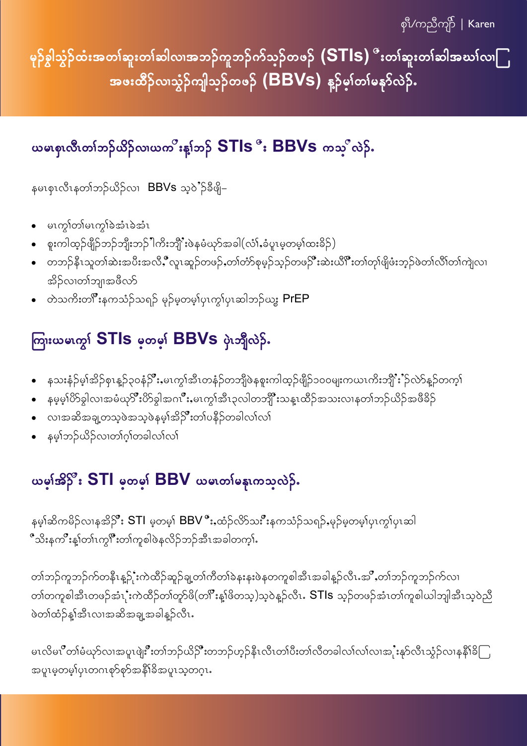စှီ/ကညီကျိာ် | Karen

# မ့ၣ်စွါသွံၣ်ထံးအတၢ်ဆူးတၢ်ဆါလၢအဘၣ်ကူဘၣ်က်သ့ၣ်တဖၣ် (STIs) ဒီးတၢ်ဆူးတၢ်ဆါအဃၢ်လၢ အဖးထီၣ်လၢသွံၣ်ကျါသ့ၣ်တဖၣ် (BBVs) နၣ်မ့ၢ်တၢ်မနုာ်လဲၣ်.

## ယမၤစၢၤလီၤတၢ်ဘၣ်ယိၣ်လၢယကဒိးန့ၢ်ဘၣ် STIs ဒီး BBVs ကသ့ဒ်လဲၣ်.

နမၤစၢၤလီၤနတၢ်ဘၣ်ယိၣ်လၢ BBVs သ့ဝဲဒ်ၣ်ခီဖျိ–

- မၤကွၢ်တၢ်မၤကွၢ်ခဲအံၤခဲအံၤ
- စူးကါထ့ၣ်ဖျိၣ်ဘၣ်ဘျိးဘၣ်ါကီးဘျီးဖဲနမံယှာ်အခါ(လံၢ်,ခံပူၤမ့တမ့ၢ်ထးခိၣ်)
- တဘၣ်နီၤသူတၢ်ဆဲးအပီးအလီ,ဒီလုၤဆူၣ်တဖၣ်,တၢ်တ်ာ်စုမ့ၣ်သ့ၣ်တဖၣ်ဒီးဆဲးယီၢ်ဒီးတၢ်တ့ၢ်ဖျဲဖံးဘ့ၣ်ဖဲတၢ်လီၢ်တၢ်ကျဲလၢအိၣ်လၢတၢ်ဘျၢအဖီလာ်
- တဲသကိးတၢ်ဒီးနကသံၣ်သရၣ် မ့ၣ်မ့တမ့ၢ်ပှၤကွၢ်ပှၤဆါဘၣ်ဃးဒီး PrEP

## ကြၢးယမၤကွၢ် STIs မ့တမ့ၢ် BBVs ပုံၤဘျီလဲၣ်.

- နသးနံၣ်မ့ၢ်အိၣ်စှၤန့ၣ်၃ဝနံၣ်ဒီး,မၤကွၢ်အီၤတနံၣ်တဘျီဖဲနစူးကါထ့ၣ်ဖျိၣ်၁၀၀ဓျးကယၤကီးဘျီးဒ်ၣ်လဲာ်န့ၣ်တက့ၢ်
- နမ့မ့ၢ်ပိာ်ခွါလၢအမံယှာ်ဒီးပိာ်ခွါအဂၤဒီး,မၤကွၢ်အီၤ၃လါတဘျီဒ်သန့ၤထီၣ်အသးလၢနတၢ်ဘၣ်ယိၣ်အဖီခိၣ်
- လၢအဆိအချ့တသ့ဖဲအသ့ဖဲနမ့ၢ်အိၣ်ဒီးတၢ်ပနီၣ်တခါလၢ်လၢ်
- နမ့ၢ်ဘၣ်ယိၣ်လၢတၢ်ဂ့ၢ်တခါလၢ်လၢ်

## ယမ့ၢ်အိၣ်ဒီး STI မ့တမ့ၢ် BBV ယမၤတၢ်မနုၤကသ့လဲၣ်.

နမ့ၢ်ဆိကမိၣ်လၢနအိၣ်ဒီး STI မ့တမ့ၢ် BBV ဒီး,ထံၣ်လိာ်သးဒီးနကသံၣ်သရၣ်,မ့ၣ်မ့တမ့ၢ်ပှၤကွၢ်ပှၤဆါ ဒ်သိးနကဒိးန့ၢ်တၢ်ၤကွၢ်ဒီးတၢ်ကူစါဖဲနလိၣ်ဘၣ်အီၤအခါတက့ၢ်.

တၢ်ဘၣ်ကူဘၣ်က်တနီၤန့ၣ်ကဲထီၣ်ဆူၣ်ချ့တၢ်ကီတၢ်ခဲနးနးဖဲနတကူစါအီၤအခါန့ၣ်လီၤ.အဒိ,တၢ်ဘၣ်ကူဘၣ်က်လၢ တၢ်တကူစါအီၤတဖၣ်အံၤကဲထီၣ်တၢ်တူာ်ဖိ(တၢ်ဒိးန့ၢ်ဖိတသ့)သ့ဝဲန့ၣ်လီၤ. STIs သ့ၣ်တဖၣ်အံၤတၢ်ကူစါယါဘျါအီၤသ့ဝဲညီ ဖဲတၢ်ထံၣ်န့ၢ်အီၤလၢအဆိအချ့အခါန့ၣ်လီၤ.

မၤလိမၢဒီတၢ်မံယှာ်လၢအပူၤဖျဲးဒီးတၢ်ဘၣ်ယိၣ်ဒီးတဘၣ်ဟ့ၣ်နီၤလီၤတၢ်ပီးတၢ်လီတခါလၢ်လၢ်လၢအဲၣ်းနှာ်လီၤသွံၣ်လၢနနီၢ်ခိ အပူၤမ့တမ့ၢ်ပှၤတဂၤစှာ်စှာ်အနီၢ်ခိအပူၤသ့တဂ့ၤ.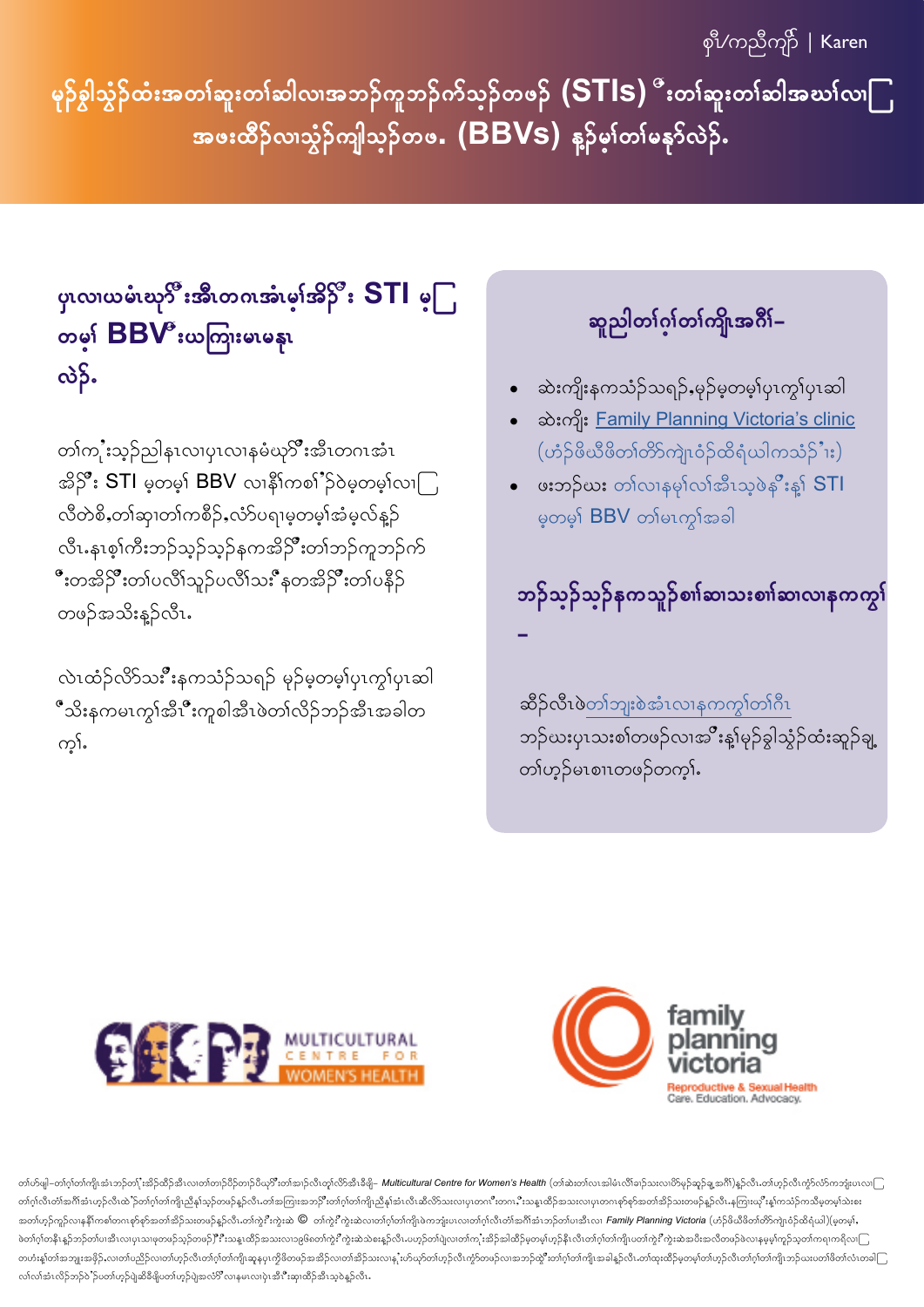စှီ/ကညီကျိာ် | Karen

# မ့ၣ်ခွါသွံၣ်ထံးအတၢ်ဆူးတၢ်ဆါလၢအဘၣ်ကူဘၣ်က်သ့ၣ်တဖၣ် (STIs) ဒီးတၢ်ဆူးတၢ်ဆါအဃၢ်လၢ အဖးထီၣ်လၢသွံၣ်ကျါသ့ၣ်တဖ. (BBVs) န့ၣ်မ့ၢ်တၢ်မနုၤလဲၣ်.

## ပှၤလၢယမံၤဃှာ်ဒီးအီၤတဂၤအံၤမ့ၢ်အိၣ်ဒီး STI မ့ တမ့ၢ် BBV ဒီးယကြၢးမၤမနုၤ လဲၣ်.

တၢ်ကၢ်းသ့ၣ်ညါနၤလၢပှၤလၢနမံၤဃှာ်ဒီးအီၤတဂၤအံၤ အိၣ်ဒီး STI မ့တမ့ၢ် BBV လၢနိၢ်ကစၢ်ဒၣ်ဝဲမ့တမ့ၢ်လၢ လီတဲစိ,တၢ်ဆှၢတၢ်ကစိၣ်,လံာ်ပရၢမ့တမ့ၢ်အံမ့လ်န့ၣ် လီၤ.နၤစ့ၢ်ကီးဘၣ်သ့ၣ်သ့ၣ်နကအိၣ်ဒီးတၢ်ဘၣ်ကူဘၣ်က် ဒီးတအိၣ်ဒီးတၢ်ပလီၢ်သူၣ်ပလီၢ်သးဒီး နတအိၣ်ဒီးတၢ်ပနီၣ် တဖၣ်အသိးန့ၣ်လီၤ.

လဲၤထံၣ်လိာ်သးဒီးနကသံၣ်သရၣ် မ့ၣ်မ့တမ့ၢ်ပှၤကွၢ်ပှၤဆါ ဒီးသိးနကမၤကွၢ်အီၤဒီးကူစါအီၤဖဲတၢ်လိၣ်ဘၣ်အီၤအခါတ ကူၢ်.

## ဆူညါတၢ်ဂ့ၢ်တၢ်ကျိၤအဂီၢ်–

- ဆဲးကျိးနကသံၣ်သရၣ်,မ့ၣ်မ့တမ့ၢ်ပှၤကွၢ်ပှၤဆါ
- ဆဲးကျိး Family Planning Victoria's clinic (ဟံၣ်ဖိဃီဖိတၢ်တိာ်ကျဲၤဝံၣ်ထိရံယါကသံၣ်ဒၢး)
- ဖးဘၣ်ဃး တၢ်လၢနမ့ၢ်လၢ်အီၤသ့ဖဲနီၤန့ၢ် STI မ့တမ့ၢ် BBV တၢ်မၤကွၢ်အခါ

## ဘၣ်သ့ၣ်သ့ၣ်နကသူၣ်စၢၢ်ဆၢသးစၢၢ်ဆၢလၢနကကွၢ် –

ဆီၣ်လီၤဖဲတၢ်ဘျးစဲအံၤလၢနကကွၢ်တၢ်ဂီၤ ဘၣ်ဃးပှၤသးစၢၢ်တဖၣ်လၢအဒီးန့ၢ်မ့ၣ်ခွါသွံၣ်ထံးဆူၣ်ချ့ တၢ်ဟ့ၣ်မၤစၢၤတဖၣ်တက့ၢ်.

MULTICULTURAL CENTRE FOR WOMEN'S HEALTH

family planning victoria
Reproductive & Sexual Health
Care. Education. Advocacy.

တၢ်ဟ်ဖျါ–တၢ်ဂ့ၢ်တၢ်ကျိၤအံၤဘၣ်တၢ်ဒုးအိၣ်ထိၣ်အီၤလၢတၢ်တဲၣ်ပိၣ်တၢ်ၣ်ပိဃှာ်ဒီးတၢ်အၢၣ်လီၤတူၢ်လိာ်အီၤခီဖျိ– *Multicultural Centre for Women's Health* (တၢ်ဆဲးတၢ်လၤအါမံၤလီၢ်ခၢၣ်သးလၢပိာ်မ့ၣ်ဆူၣ်ချ့အဂီၢ်)န့ၣ်လီၤ.တၢ်ဟ့ၣ်လီၤကွဲာ်လံာ်ကဘျံးပၤလၢ တၢ်ဂ့ၢ်လီၤတၢ်အဂီၢ်အံၤဟ့ၣ်လီၤထဲဒ်တၢ်ဂ့ၢ်တၢ်ကျိၤညီနၢ်သ့ၣ်တဖၣ်န့ၣ်လီၤ.တၢ်အကြၢးအဘၣ်ဒီးတၢ်ဂ့ၢ်တၢ်ကျိၤညီနၢ်အံၤလီၤဆီလိာ်သးလၢပှၤတဂၤဒီးတဂၤ.ဒ်သနၢ်ထိၣ်အသးလၢပှၤတဂၤစုာ်စုာ်အတၢ်ဆိၣ်သးတဖၣ်န့ၣ်လီၤ.နကြၢးယုဒီးန့ၢ်ကသံၣ်ကသီမ့တမ့ၢ်သံးဒံး အတၢ်ဟ့ၣ်ကူၣ်လၢနနီၢ်ကစၢ်တၢ်စုာ်စုာ်အတၢ်ဆိၣ်သးတဖၣ်န့ၣ်လီၤ.တၢ်ကွဲးဒိကွဲးဆဲ © တၢ်ကွဲးဒိကွဲးဆဲလၢတၢ်ဂ့ၢ်တၢ်ကျိၤဖဲကဘျံးပၤလၢတၢ်ဂ့ၢ်လီၤတၢ်အဂီၢ်အံၤဘၣ်တၢ်ပၢအီၤလၢ *Family Planning Victoria* (ဟံၣ်ဖိဃီဖိတၢ်တိာ်ကျဲၤဝံၣ်ထိရံယါ)(မ့တမ့ၢ်, ဖဲတၢ်ဂ့ၢ်တနီၤန့ၣ်ဘၣ်တၢ်ပၢအီၤလၢပှၤသၢမ့တဖၣ်သ့ၣ်တဖၣ်)ဒီးသနၢ်ထိၣ်အသးလၢဘျဖဲတၢ်ကွဲးဒိကွဲးဆဲသဲစးန့ၣ်လီၤ.ပဟ့ၣ်တၢ်ပျဲလၢတၢ်ကၢ်းအိၣ်အါထိၣ်မ့တမ့ၢ်ဟ့ၣ်နီၤလီၤတၢ်ဂ့ၢ်တၢ်ကျိၤပတၢ်ကွဲးဒိကွဲးဆဲအဝဲအံၤအဃိတဖၣ်ဖဲလၢနမ့မ့ၢ်ကူၣ်သ့တၢ်ကရၢကရိလၢ တဟံးန့ၢ်တၢ်အဘျုးအဖှိၣ်,လၢတၢ်ပညိၣ်လၢတၢ်ဟ့ၣ်လီၤတၢ်ဂ့ၢ်တၢ်ကျိၤဆူနပုၤကွိဖိတဖၣ်အအိၣ်လၢတၢ်ဆိၣ်သးလၢနၤ်းဟ်ဃုာ်တၢ်ဟ့ၣ်လီၤကွဲာ်တဖၣ်လၢအဘၣ်ထွဲဒီးတၢ်ဂ့ၢ်တၢ်ကျိၤအခါန့ၣ်လီၤ.တၢ်ထုးထိၣ်မ့တမ့ၢ်တၢ်ဟ့ၣ်လီၤတၢ်ဂ့ၢ်တၢ်ကျိၤဘၣ်ဃးပတၢ်ဖိတၢ်လံၤတခါ လၢ်လၢ်အံၤလိၣ်ဘၣ်ဝဲဒ်ပတၢ်ဟ့ၣ်ပျဲဆိခီဖျိတၢ်ဟ့ၣ်ပျဲအလံာ်လၢနမၤလၢပှဲၤအီၤဒီးဆှၢထိၣ်အီၤသ့ဖဲန့ၣ်လီၤ.